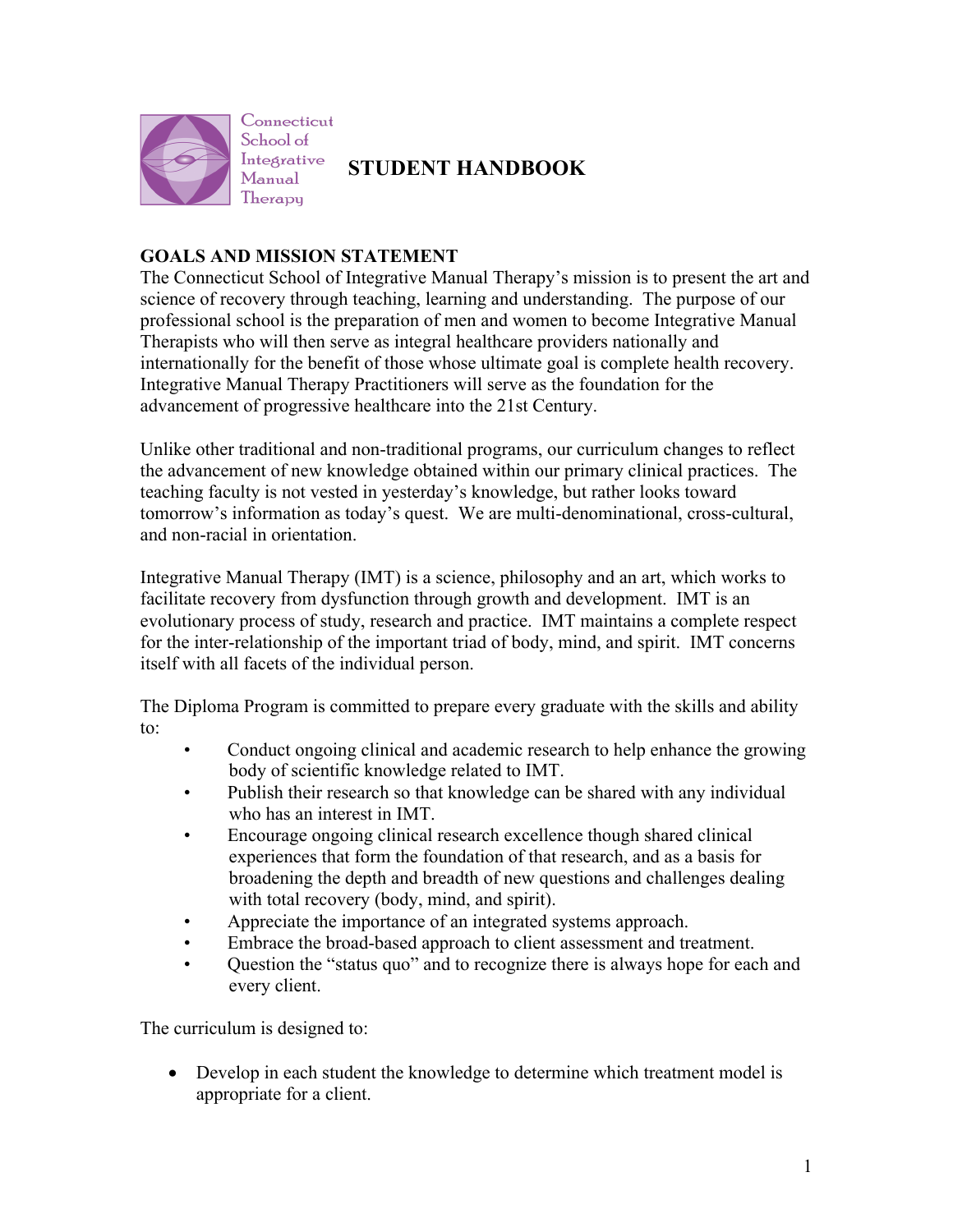Connecticut School of Integrative Manual Therapy

# STUDENT HANDBOOK

## GOALS AND MISSION STATEMENT

The Connecticut School of Integrative Manual Therapy's mission is to present the art and science of recovery through teaching, learning and understanding. The purpose of our professional school is the preparation of men and women to become Integrative Manual Therapists who will then serve as integral healthcare providers nationally and internationally for the benefit of those whose ultimate goal is complete health recovery. Integrative Manual Therapy Practitioners will serve as the foundation for the advancement of progressive healthcare into the 21st Century.

Unlike other traditional and non-traditional programs, our curriculum changes to reflect the advancement of new knowledge obtained within our primary clinical practices. The teaching faculty is not vested in yesterday's knowledge, but rather looks toward tomorrow's information as today's quest. We are multi-denominational, cross-cultural, and non-racial in orientation.

Integrative Manual Therapy (IMT) is a science, philosophy and an art, which works to facilitate recovery from dysfunction through growth and development. IMT is an evolutionary process of study, research and practice. IMT maintains a complete respect for the inter-relationship of the important triad of body, mind, and spirit. IMT concerns itself with all facets of the individual person.

The Diploma Program is committed to prepare every graduate with the skills and ability to:

- Conduct ongoing clinical and academic research to help enhance the growing body of scientific knowledge related to IMT.
- Publish their research so that knowledge can be shared with any individual who has an interest in IMT.
- Encourage ongoing clinical research excellence though shared clinical experiences that form the foundation of that research, and as a basis for broadening the depth and breadth of new questions and challenges dealing with total recovery (body, mind, and spirit).
- Appreciate the importance of an integrated systems approach.
- Embrace the broad-based approach to client assessment and treatment.
- Question the "status quo" and to recognize there is always hope for each and every client.

The curriculum is designed to:

- Develop in each student the knowledge to determine which treatment model is appropriate for a client.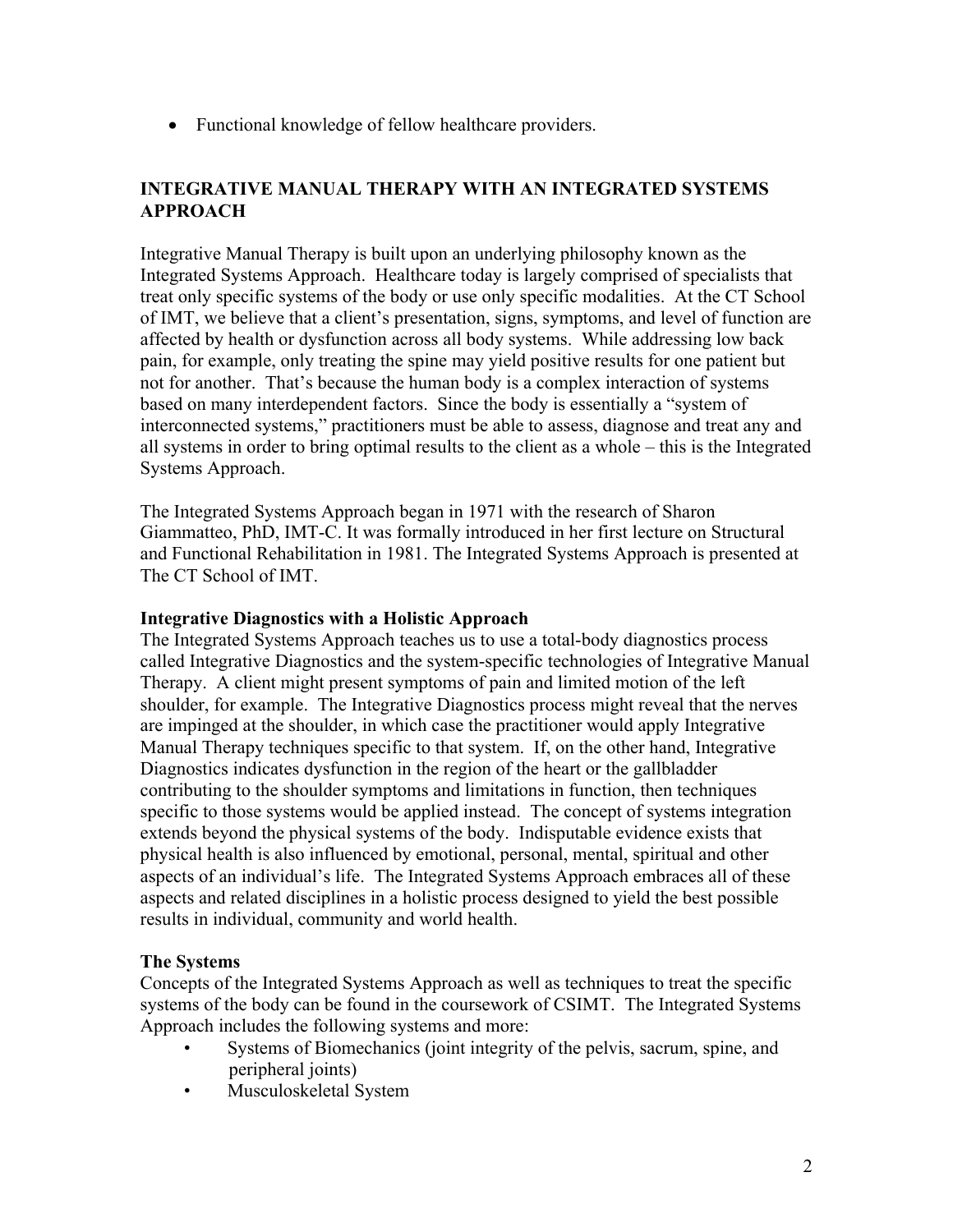- Functional knowledge of fellow healthcare providers.

## INTEGRATIVE MANUAL THERAPY WITH AN INTEGRATED SYSTEMS APPROACH

Integrative Manual Therapy is built upon an underlying philosophy known as the Integrated Systems Approach. Healthcare today is largely comprised of specialists that treat only specific systems of the body or use only specific modalities. At the CT School of IMT, we believe that a client's presentation, signs, symptoms, and level of function are affected by health or dysfunction across all body systems. While addressing low back pain, for example, only treating the spine may yield positive results for one patient but not for another. That's because the human body is a complex interaction of systems based on many interdependent factors. Since the body is essentially a "system of interconnected systems," practitioners must be able to assess, diagnose and treat any and all systems in order to bring optimal results to the client as a whole – this is the Integrated Systems Approach.

The Integrated Systems Approach began in 1971 with the research of Sharon Giammatteo, PhD, IMT-C. It was formally introduced in her first lecture on Structural and Functional Rehabilitation in 1981. The Integrated Systems Approach is presented at The CT School of IMT.

### Integrative Diagnostics with a Holistic Approach

The Integrated Systems Approach teaches us to use a total-body diagnostics process called Integrative Diagnostics and the system-specific technologies of Integrative Manual Therapy. A client might present symptoms of pain and limited motion of the left shoulder, for example. The Integrative Diagnostics process might reveal that the nerves are impinged at the shoulder, in which case the practitioner would apply Integrative Manual Therapy techniques specific to that system. If, on the other hand, Integrative Diagnostics indicates dysfunction in the region of the heart or the gallbladder contributing to the shoulder symptoms and limitations in function, then techniques specific to those systems would be applied instead. The concept of systems integration extends beyond the physical systems of the body. Indisputable evidence exists that physical health is also influenced by emotional, personal, mental, spiritual and other aspects of an individual's life. The Integrated Systems Approach embraces all of these aspects and related disciplines in a holistic process designed to yield the best possible results in individual, community and world health.

### The Systems

Concepts of the Integrated Systems Approach as well as techniques to treat the specific systems of the body can be found in the coursework of CSIMT. The Integrated Systems Approach includes the following systems and more:

- Systems of Biomechanics (joint integrity of the pelvis, sacrum, spine, and peripheral joints)
- Musculoskeletal System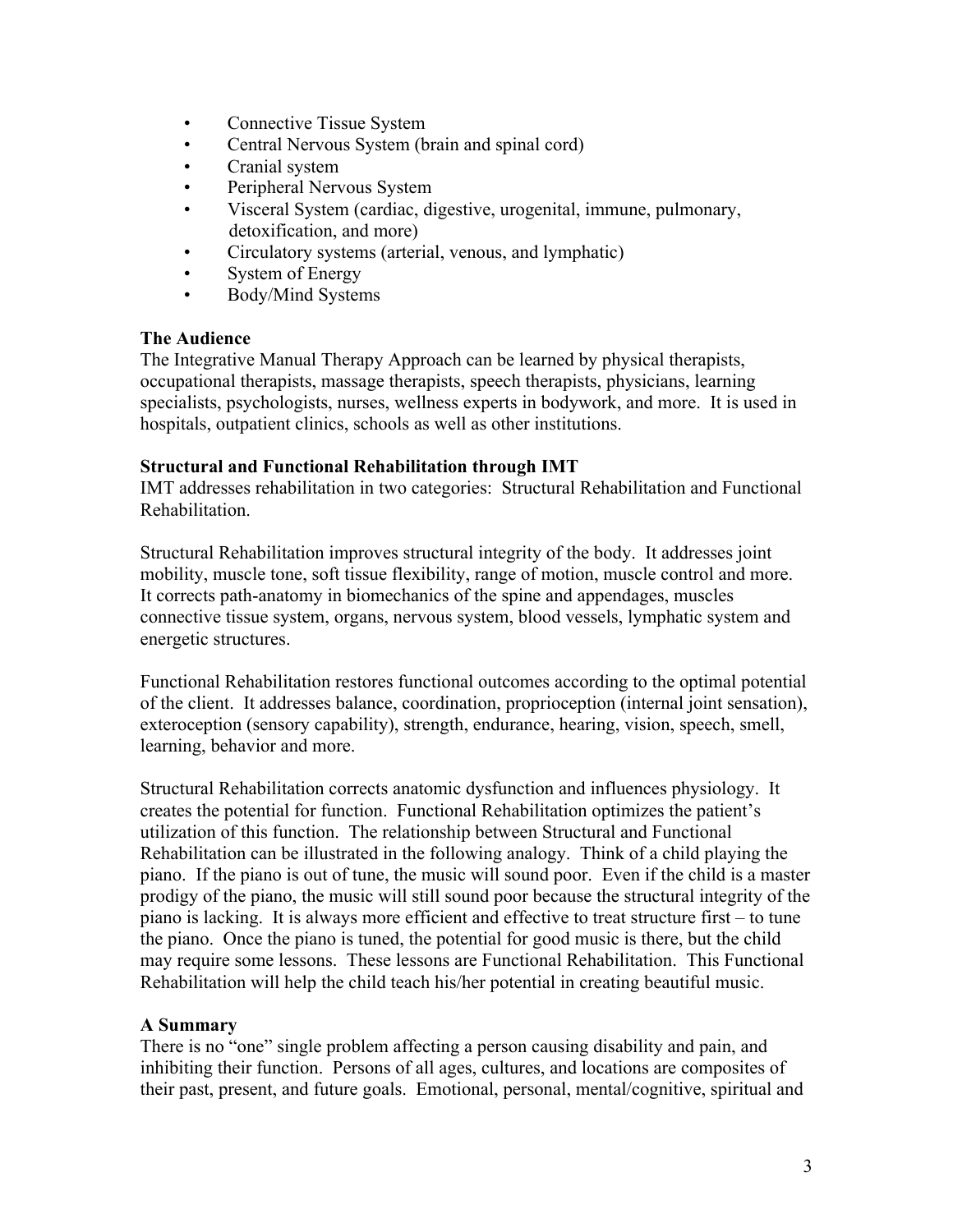- Connective Tissue System
- Central Nervous System (brain and spinal cord)
- Cranial system
- Peripheral Nervous System
- Visceral System (cardiac, digestive, urogenital, immune, pulmonary, detoxification, and more)
- Circulatory systems (arterial, venous, and lymphatic)
- System of Energy
- Body/Mind Systems

**The Audience**

The Integrative Manual Therapy Approach can be learned by physical therapists, occupational therapists, massage therapists, speech therapists, physicians, learning specialists, psychologists, nurses, wellness experts in bodywork, and more. It is used in hospitals, outpatient clinics, schools as well as other institutions.

**Structural and Functional Rehabilitation through IMT**

IMT addresses rehabilitation in two categories: Structural Rehabilitation and Functional Rehabilitation.

Structural Rehabilitation improves structural integrity of the body. It addresses joint mobility, muscle tone, soft tissue flexibility, range of motion, muscle control and more. It corrects path-anatomy in biomechanics of the spine and appendages, muscles connective tissue system, organs, nervous system, blood vessels, lymphatic system and energetic structures.

Functional Rehabilitation restores functional outcomes according to the optimal potential of the client. It addresses balance, coordination, proprioception (internal joint sensation), exteroception (sensory capability), strength, endurance, hearing, vision, speech, smell, learning, behavior and more.

Structural Rehabilitation corrects anatomic dysfunction and influences physiology. It creates the potential for function. Functional Rehabilitation optimizes the patient's utilization of this function. The relationship between Structural and Functional Rehabilitation can be illustrated in the following analogy. Think of a child playing the piano. If the piano is out of tune, the music will sound poor. Even if the child is a master prodigy of the piano, the music will still sound poor because the structural integrity of the piano is lacking. It is always more efficient and effective to treat structure first – to tune the piano. Once the piano is tuned, the potential for good music is there, but the child may require some lessons. These lessons are Functional Rehabilitation. This Functional Rehabilitation will help the child teach his/her potential in creating beautiful music.

**A Summary**

There is no "one" single problem affecting a person causing disability and pain, and inhibiting their function. Persons of all ages, cultures, and locations are composites of their past, present, and future goals. Emotional, personal, mental/cognitive, spiritual and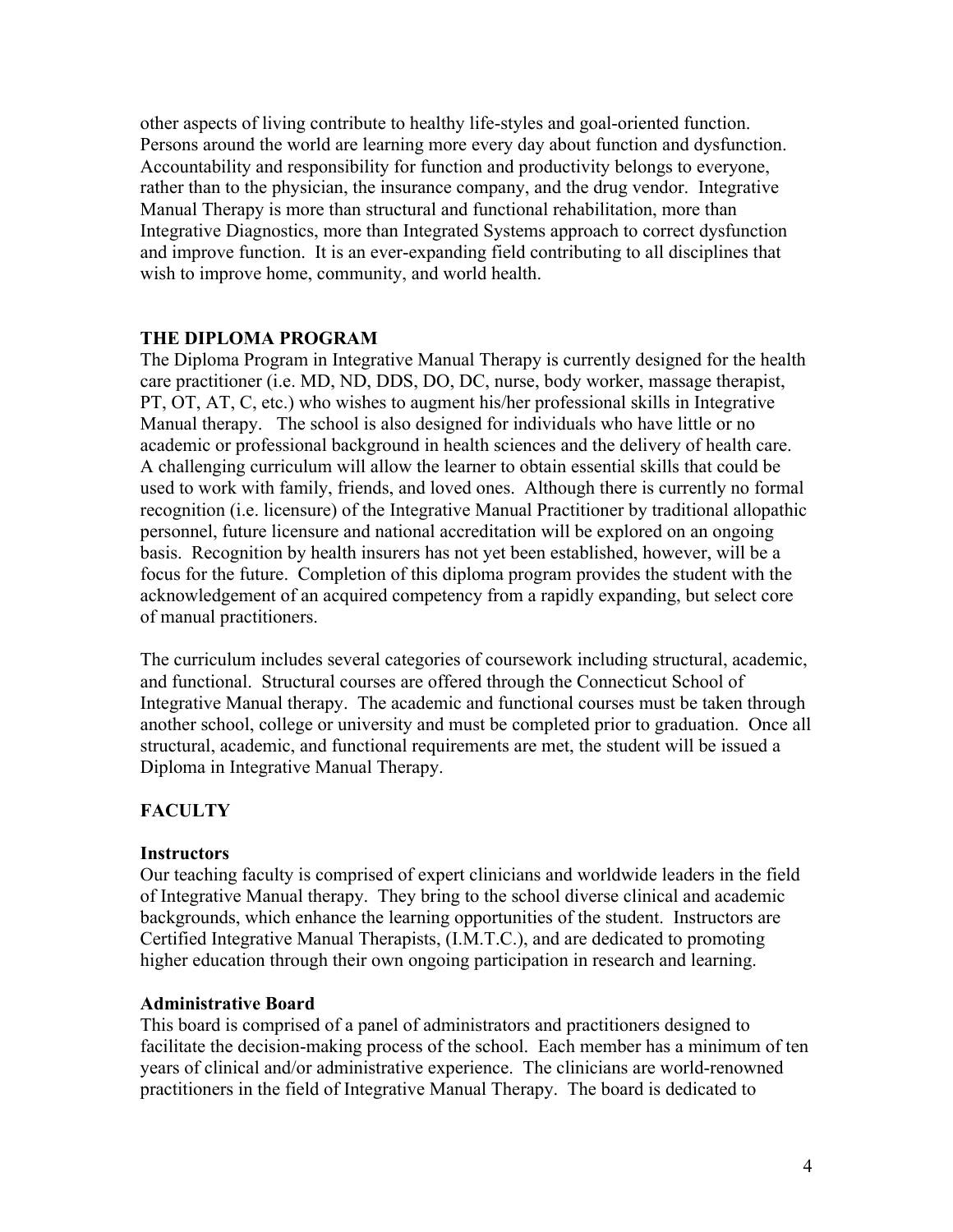other aspects of living contribute to healthy life-styles and goal-oriented function. Persons around the world are learning more every day about function and dysfunction. Accountability and responsibility for function and productivity belongs to everyone, rather than to the physician, the insurance company, and the drug vendor. Integrative Manual Therapy is more than structural and functional rehabilitation, more than Integrative Diagnostics, more than Integrated Systems approach to correct dysfunction and improve function. It is an ever-expanding field contributing to all disciplines that wish to improve home, community, and world health.

## THE DIPLOMA PROGRAM

The Diploma Program in Integrative Manual Therapy is currently designed for the health care practitioner (i.e. MD, ND, DDS, DO, DC, nurse, body worker, massage therapist, PT, OT, AT, C, etc.) who wishes to augment his/her professional skills in Integrative Manual therapy. The school is also designed for individuals who have little or no academic or professional background in health sciences and the delivery of health care. A challenging curriculum will allow the learner to obtain essential skills that could be used to work with family, friends, and loved ones. Although there is currently no formal recognition (i.e. licensure) of the Integrative Manual Practitioner by traditional allopathic personnel, future licensure and national accreditation will be explored on an ongoing basis. Recognition by health insurers has not yet been established, however, will be a focus for the future. Completion of this diploma program provides the student with the acknowledgement of an acquired competency from a rapidly expanding, but select core of manual practitioners.

The curriculum includes several categories of coursework including structural, academic, and functional. Structural courses are offered through the Connecticut School of Integrative Manual therapy. The academic and functional courses must be taken through another school, college or university and must be completed prior to graduation. Once all structural, academic, and functional requirements are met, the student will be issued a Diploma in Integrative Manual Therapy.

## FACULTY

### Instructors

Our teaching faculty is comprised of expert clinicians and worldwide leaders in the field of Integrative Manual therapy. They bring to the school diverse clinical and academic backgrounds, which enhance the learning opportunities of the student. Instructors are Certified Integrative Manual Therapists, (I.M.T.C.), and are dedicated to promoting higher education through their own ongoing participation in research and learning.

### Administrative Board

This board is comprised of a panel of administrators and practitioners designed to facilitate the decision-making process of the school. Each member has a minimum of ten years of clinical and/or administrative experience. The clinicians are world-renowned practitioners in the field of Integrative Manual Therapy. The board is dedicated to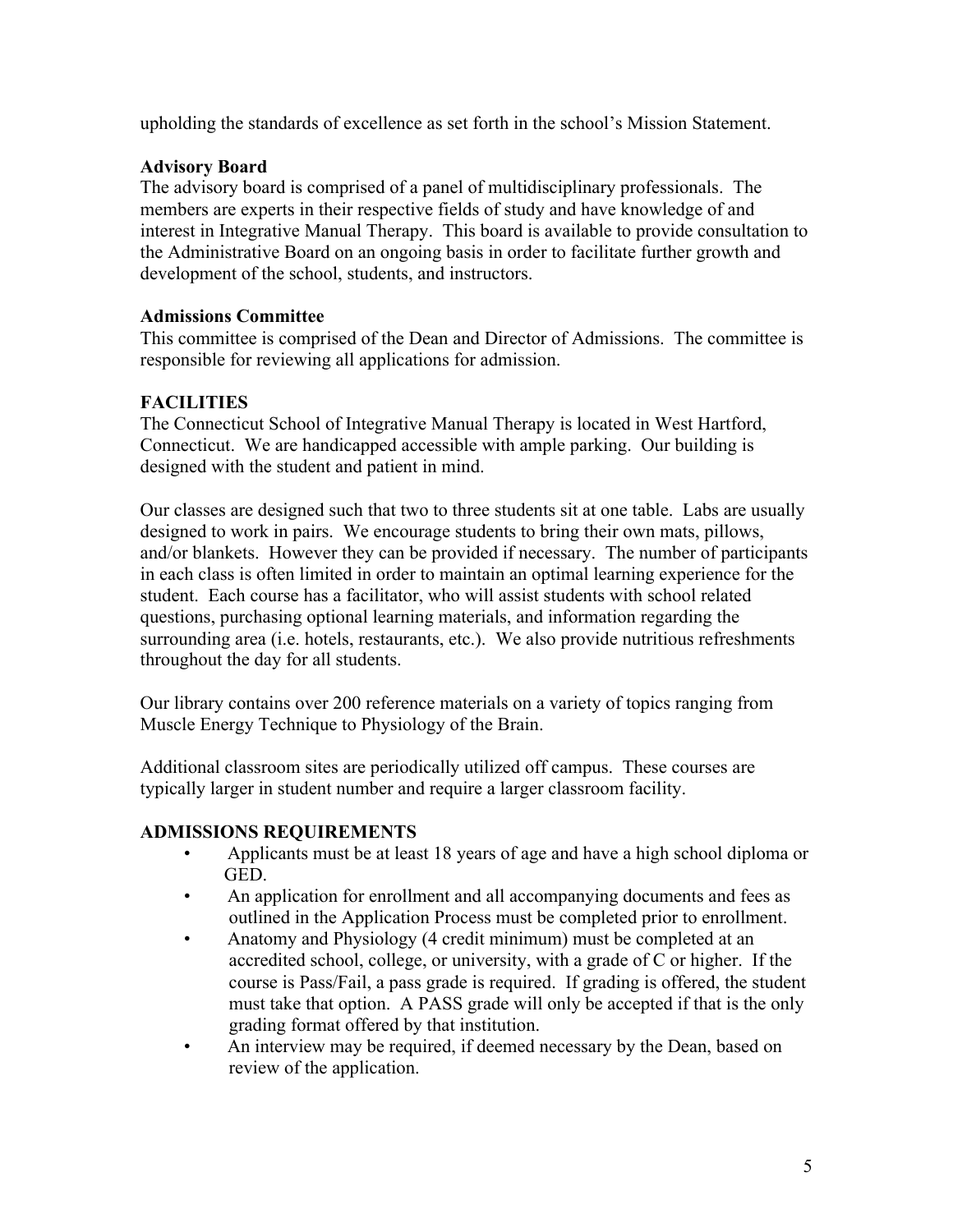upholding the standards of excellence as set forth in the school's Mission Statement.

**Advisory Board**

The advisory board is comprised of a panel of multidisciplinary professionals. The members are experts in their respective fields of study and have knowledge of and interest in Integrative Manual Therapy. This board is available to provide consultation to the Administrative Board on an ongoing basis in order to facilitate further growth and development of the school, students, and instructors.

**Admissions Committee**

This committee is comprised of the Dean and Director of Admissions. The committee is responsible for reviewing all applications for admission.

## FACILITIES

The Connecticut School of Integrative Manual Therapy is located in West Hartford, Connecticut. We are handicapped accessible with ample parking. Our building is designed with the student and patient in mind.

Our classes are designed such that two to three students sit at one table. Labs are usually designed to work in pairs. We encourage students to bring their own mats, pillows, and/or blankets. However they can be provided if necessary. The number of participants in each class is often limited in order to maintain an optimal learning experience for the student. Each course has a facilitator, who will assist students with school related questions, purchasing optional learning materials, and information regarding the surrounding area (i.e. hotels, restaurants, etc.). We also provide nutritious refreshments throughout the day for all students.

Our library contains over 200 reference materials on a variety of topics ranging from Muscle Energy Technique to Physiology of the Brain.

Additional classroom sites are periodically utilized off campus. These courses are typically larger in student number and require a larger classroom facility.

## ADMISSIONS REQUIREMENTS

- Applicants must be at least 18 years of age and have a high school diploma or GED.
- An application for enrollment and all accompanying documents and fees as outlined in the Application Process must be completed prior to enrollment.
- Anatomy and Physiology (4 credit minimum) must be completed at an accredited school, college, or university, with a grade of C or higher. If the course is Pass/Fail, a pass grade is required. If grading is offered, the student must take that option. A PASS grade will only be accepted if that is the only grading format offered by that institution.
- An interview may be required, if deemed necessary by the Dean, based on review of the application.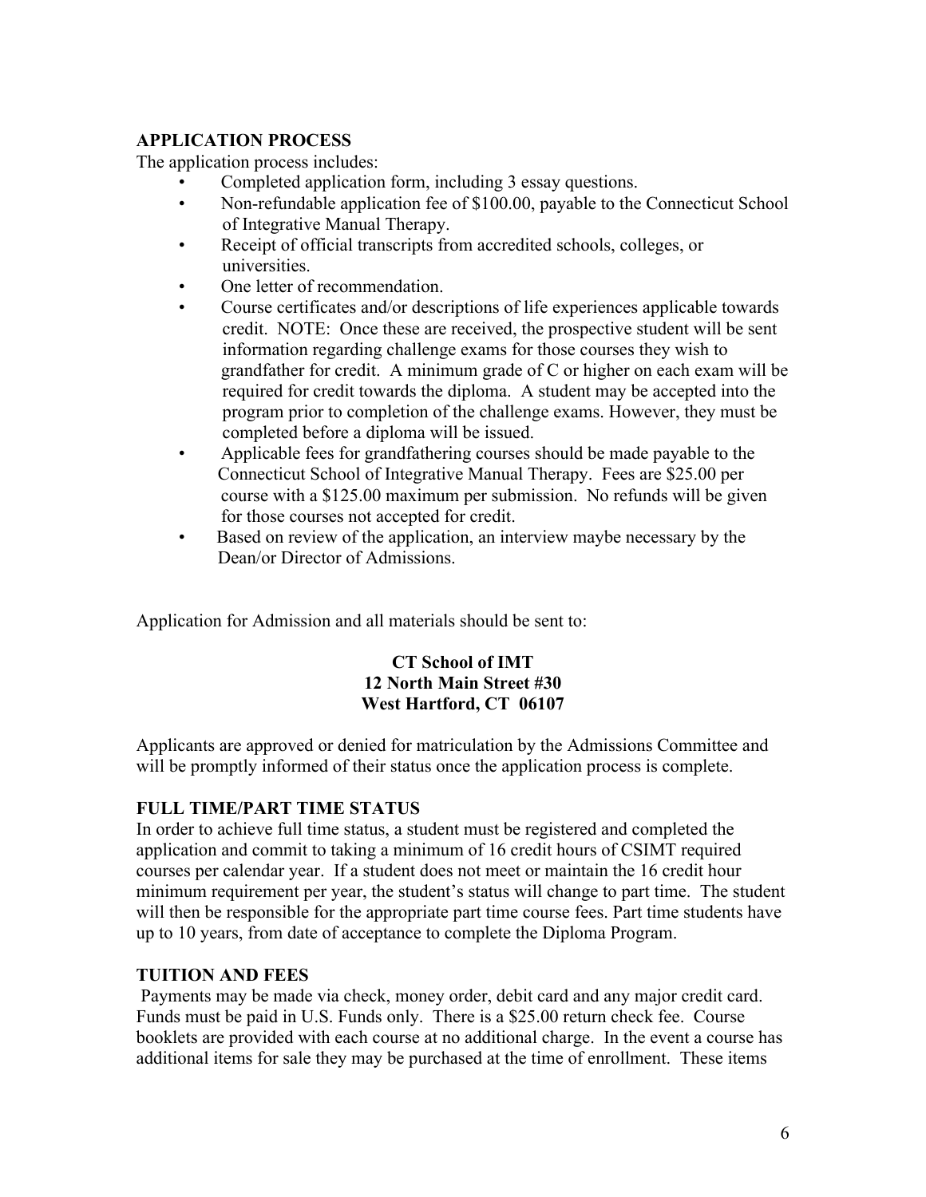**APPLICATION PROCESS**

The application process includes:

- Completed application form, including 3 essay questions.
- Non-refundable application fee of $100.00, payable to the Connecticut School of Integrative Manual Therapy.
- Receipt of official transcripts from accredited schools, colleges, or universities.
- One letter of recommendation.
- Course certificates and/or descriptions of life experiences applicable towards credit. NOTE: Once these are received, the prospective student will be sent information regarding challenge exams for those courses they wish to grandfather for credit. A minimum grade of C or higher on each exam will be required for credit towards the diploma. A student may be accepted into the program prior to completion of the challenge exams. However, they must be completed before a diploma will be issued.
- Applicable fees for grandfathering courses should be made payable to the Connecticut School of Integrative Manual Therapy. Fees are $25.00 per course with a $125.00 maximum per submission. No refunds will be given for those courses not accepted for credit.
- Based on review of the application, an interview maybe necessary by the Dean/or Director of Admissions.

Application for Admission and all materials should be sent to:

**CT School of IMT**
**12 North Main Street #30**
**West Hartford, CT 06107**

Applicants are approved or denied for matriculation by the Admissions Committee and will be promptly informed of their status once the application process is complete.

**FULL TIME/PART TIME STATUS**

In order to achieve full time status, a student must be registered and completed the application and commit to taking a minimum of 16 credit hours of CSIMT required courses per calendar year. If a student does not meet or maintain the 16 credit hour minimum requirement per year, the student's status will change to part time. The student will then be responsible for the appropriate part time course fees. Part time students have up to 10 years, from date of acceptance to complete the Diploma Program.

**TUITION AND FEES**

Payments may be made via check, money order, debit card and any major credit card. Funds must be paid in U.S. Funds only. There is a $25.00 return check fee. Course booklets are provided with each course at no additional charge. In the event a course has additional items for sale they may be purchased at the time of enrollment. These items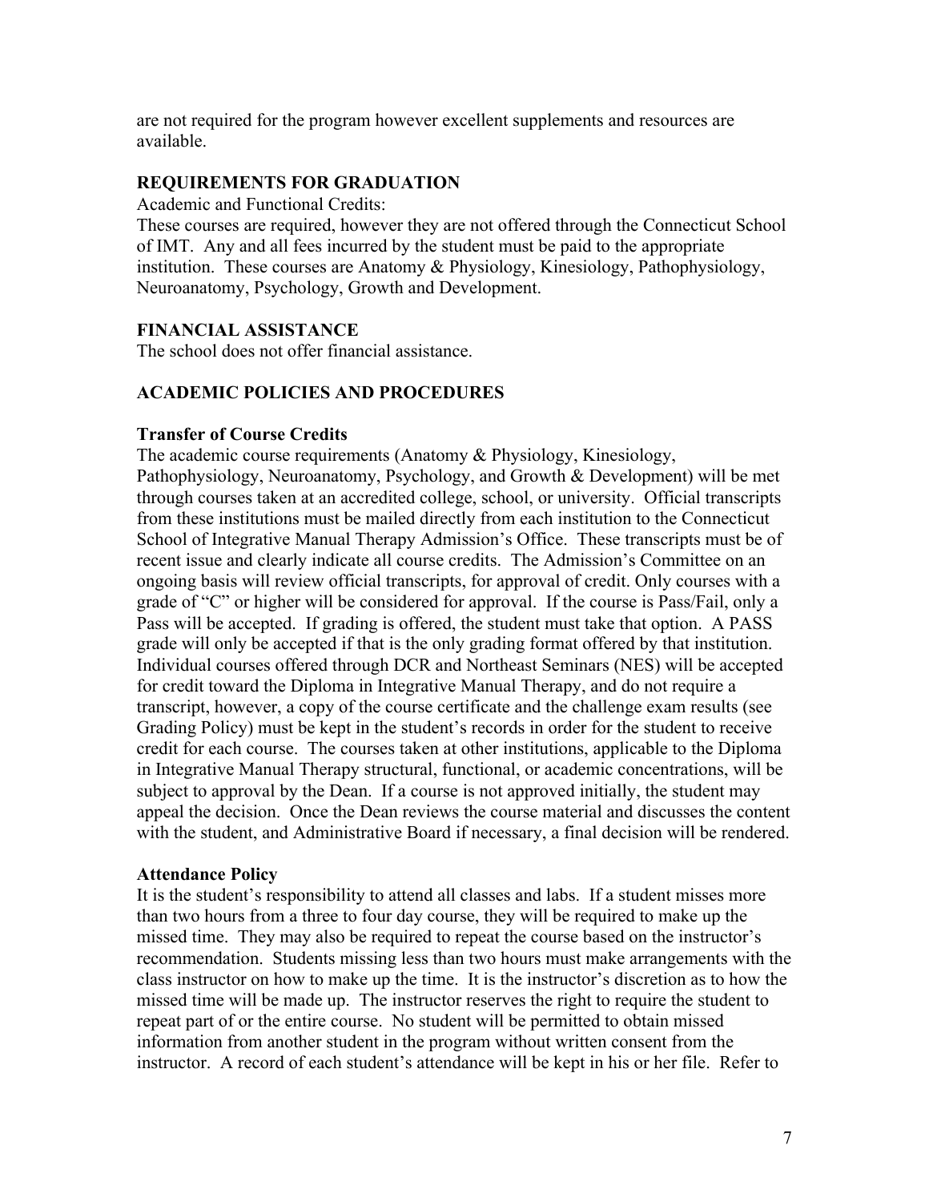are not required for the program however excellent supplements and resources are available.

### REQUIREMENTS FOR GRADUATION

Academic and Functional Credits:
These courses are required, however they are not offered through the Connecticut School of IMT. Any and all fees incurred by the student must be paid to the appropriate institution. These courses are Anatomy & Physiology, Kinesiology, Pathophysiology, Neuroanatomy, Psychology, Growth and Development.

### FINANCIAL ASSISTANCE

The school does not offer financial assistance.

### ACADEMIC POLICIES AND PROCEDURES

#### Transfer of Course Credits

The academic course requirements (Anatomy & Physiology, Kinesiology, Pathophysiology, Neuroanatomy, Psychology, and Growth & Development) will be met through courses taken at an accredited college, school, or university. Official transcripts from these institutions must be mailed directly from each institution to the Connecticut School of Integrative Manual Therapy Admission's Office. These transcripts must be of recent issue and clearly indicate all course credits. The Admission's Committee on an ongoing basis will review official transcripts, for approval of credit. Only courses with a grade of "C" or higher will be considered for approval. If the course is Pass/Fail, only a Pass will be accepted. If grading is offered, the student must take that option. A PASS grade will only be accepted if that is the only grading format offered by that institution. Individual courses offered through DCR and Northeast Seminars (NES) will be accepted for credit toward the Diploma in Integrative Manual Therapy, and do not require a transcript, however, a copy of the course certificate and the challenge exam results (see Grading Policy) must be kept in the student's records in order for the student to receive credit for each course. The courses taken at other institutions, applicable to the Diploma in Integrative Manual Therapy structural, functional, or academic concentrations, will be subject to approval by the Dean. If a course is not approved initially, the student may appeal the decision. Once the Dean reviews the course material and discusses the content with the student, and Administrative Board if necessary, a final decision will be rendered.

#### Attendance Policy

It is the student's responsibility to attend all classes and labs. If a student misses more than two hours from a three to four day course, they will be required to make up the missed time. They may also be required to repeat the course based on the instructor's recommendation. Students missing less than two hours must make arrangements with the class instructor on how to make up the time. It is the instructor's discretion as to how the missed time will be made up. The instructor reserves the right to require the student to repeat part of or the entire course. No student will be permitted to obtain missed information from another student in the program without written consent from the instructor. A record of each student's attendance will be kept in his or her file. Refer to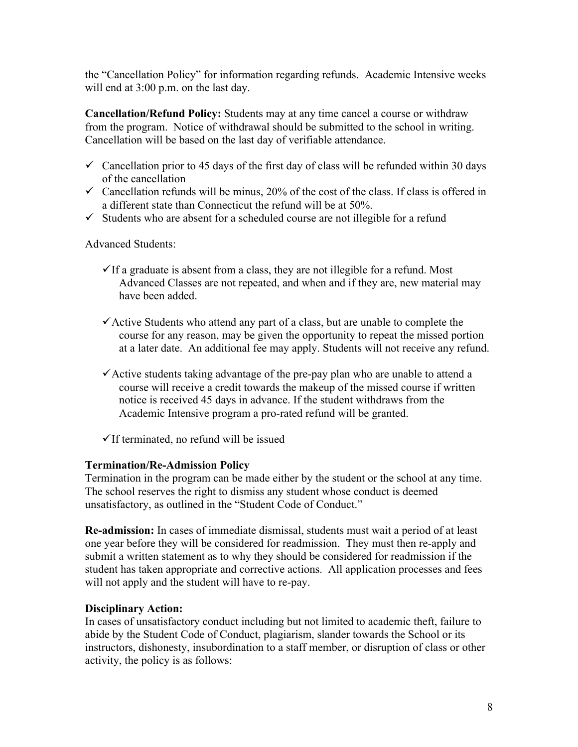the "Cancellation Policy" for information regarding refunds. Academic Intensive weeks will end at 3:00 p.m. on the last day.

**Cancellation/Refund Policy:** Students may at any time cancel a course or withdraw from the program. Notice of withdrawal should be submitted to the school in writing. Cancellation will be based on the last day of verifiable attendance.

- ✓ Cancellation prior to 45 days of the first day of class will be refunded within 30 days of the cancellation
- ✓ Cancellation refunds will be minus, 20% of the cost of the class. If class is offered in a different state than Connecticut the refund will be at 50%.
- ✓ Students who are absent for a scheduled course are not illegible for a refund

Advanced Students:

- ✓ If a graduate is absent from a class, they are not illegible for a refund. Most Advanced Classes are not repeated, and when and if they are, new material may have been added.
- ✓ Active Students who attend any part of a class, but are unable to complete the course for any reason, may be given the opportunity to repeat the missed portion at a later date. An additional fee may apply. Students will not receive any refund.
- ✓ Active students taking advantage of the pre-pay plan who are unable to attend a course will receive a credit towards the makeup of the missed course if written notice is received 45 days in advance. If the student withdraws from the Academic Intensive program a pro-rated refund will be granted.
- ✓ If terminated, no refund will be issued

**Termination/Re-Admission Policy**

Termination in the program can be made either by the student or the school at any time. The school reserves the right to dismiss any student whose conduct is deemed unsatisfactory, as outlined in the "Student Code of Conduct."

**Re-admission:** In cases of immediate dismissal, students must wait a period of at least one year before they will be considered for readmission. They must then re-apply and submit a written statement as to why they should be considered for readmission if the student has taken appropriate and corrective actions. All application processes and fees will not apply and the student will have to re-pay.

**Disciplinary Action:**

In cases of unsatisfactory conduct including but not limited to academic theft, failure to abide by the Student Code of Conduct, plagiarism, slander towards the School or its instructors, dishonesty, insubordination to a staff member, or disruption of class or other activity, the policy is as follows: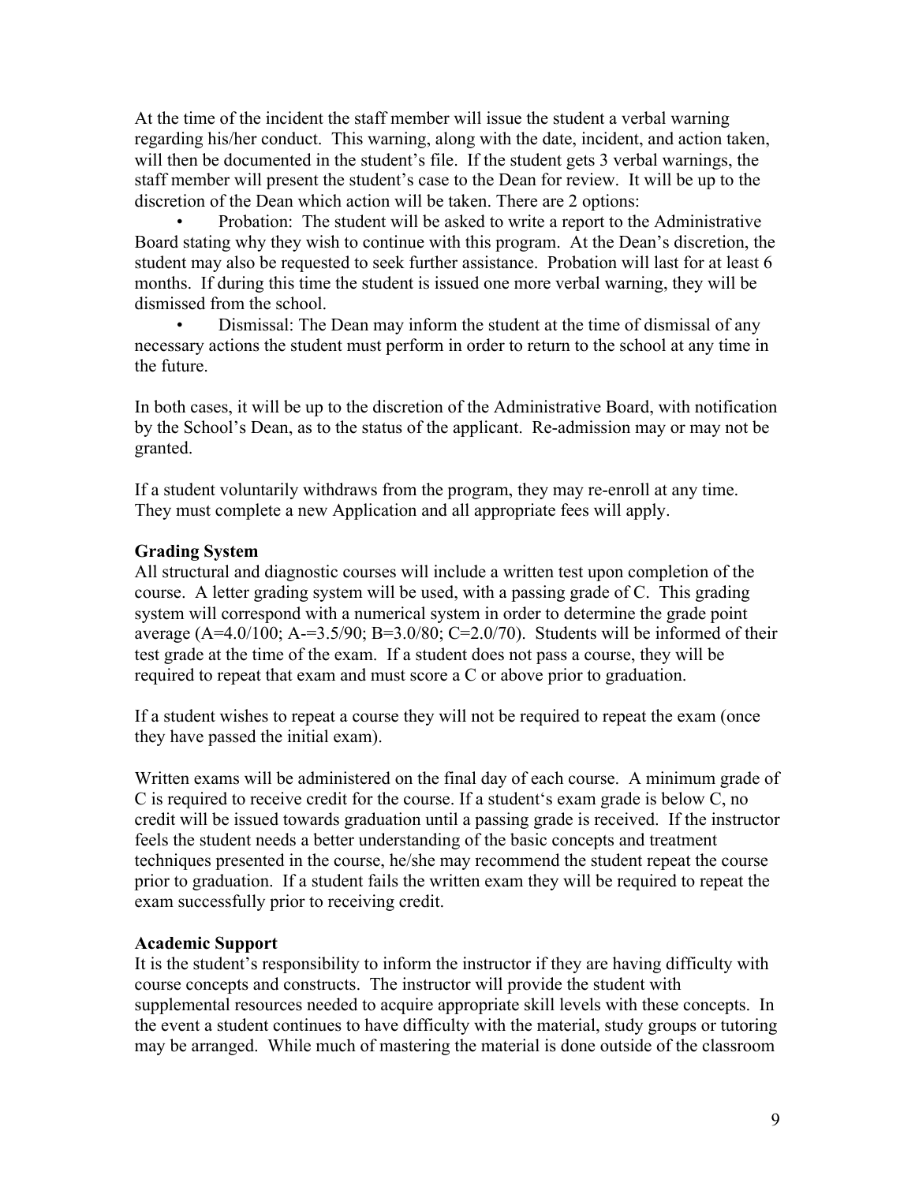At the time of the incident the staff member will issue the student a verbal warning regarding his/her conduct. This warning, along with the date, incident, and action taken, will then be documented in the student's file. If the student gets 3 verbal warnings, the staff member will present the student's case to the Dean for review. It will be up to the discretion of the Dean which action will be taken. There are 2 options:

- Probation: The student will be asked to write a report to the Administrative Board stating why they wish to continue with this program. At the Dean's discretion, the student may also be requested to seek further assistance. Probation will last for at least 6 months. If during this time the student is issued one more verbal warning, they will be dismissed from the school.
- Dismissal: The Dean may inform the student at the time of dismissal of any necessary actions the student must perform in order to return to the school at any time in the future.

In both cases, it will be up to the discretion of the Administrative Board, with notification by the School's Dean, as to the status of the applicant. Re-admission may or may not be granted.

If a student voluntarily withdraws from the program, they may re-enroll at any time. They must complete a new Application and all appropriate fees will apply.

**Grading System**

All structural and diagnostic courses will include a written test upon completion of the course. A letter grading system will be used, with a passing grade of C. This grading system will correspond with a numerical system in order to determine the grade point average (A=4.0/100; A-=3.5/90; B=3.0/80; C=2.0/70). Students will be informed of their test grade at the time of the exam. If a student does not pass a course, they will be required to repeat that exam and must score a C or above prior to graduation.

If a student wishes to repeat a course they will not be required to repeat the exam (once they have passed the initial exam).

Written exams will be administered on the final day of each course. A minimum grade of C is required to receive credit for the course. If a student's exam grade is below C, no credit will be issued towards graduation until a passing grade is received. If the instructor feels the student needs a better understanding of the basic concepts and treatment techniques presented in the course, he/she may recommend the student repeat the course prior to graduation. If a student fails the written exam they will be required to repeat the exam successfully prior to receiving credit.

**Academic Support**

It is the student's responsibility to inform the instructor if they are having difficulty with course concepts and constructs. The instructor will provide the student with supplemental resources needed to acquire appropriate skill levels with these concepts. In the event a student continues to have difficulty with the material, study groups or tutoring may be arranged. While much of mastering the material is done outside of the classroom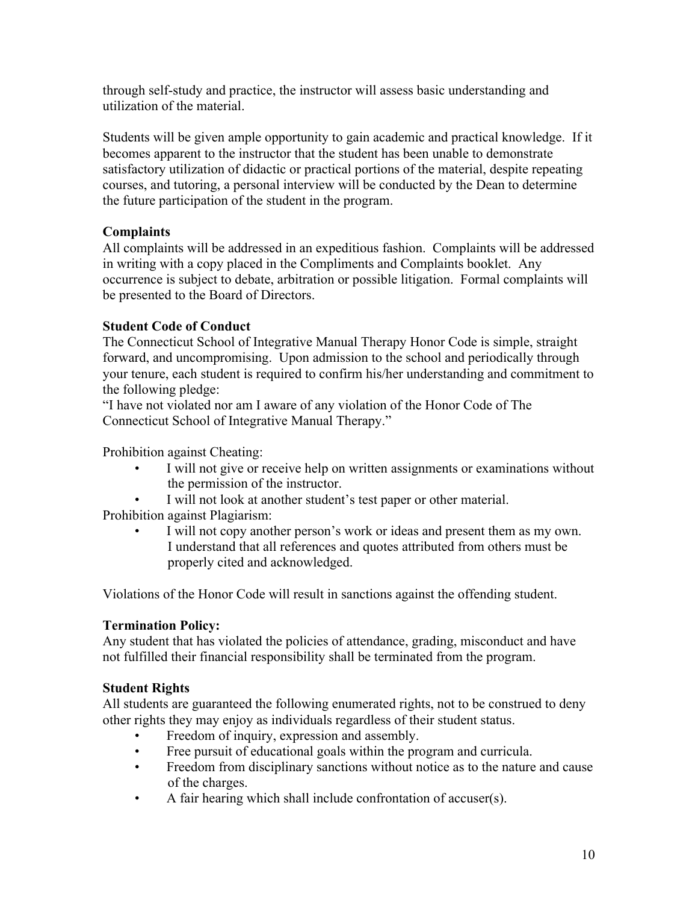through self-study and practice, the instructor will assess basic understanding and utilization of the material.

Students will be given ample opportunity to gain academic and practical knowledge. If it becomes apparent to the instructor that the student has been unable to demonstrate satisfactory utilization of didactic or practical portions of the material, despite repeating courses, and tutoring, a personal interview will be conducted by the Dean to determine the future participation of the student in the program.

### Complaints

All complaints will be addressed in an expeditious fashion. Complaints will be addressed in writing with a copy placed in the Compliments and Complaints booklet. Any occurrence is subject to debate, arbitration or possible litigation. Formal complaints will be presented to the Board of Directors.

### Student Code of Conduct

The Connecticut School of Integrative Manual Therapy Honor Code is simple, straight forward, and uncompromising. Upon admission to the school and periodically through your tenure, each student is required to confirm his/her understanding and commitment to the following pledge:

"I have not violated nor am I aware of any violation of the Honor Code of The Connecticut School of Integrative Manual Therapy."

Prohibition against Cheating:

- I will not give or receive help on written assignments or examinations without the permission of the instructor.
- I will not look at another student's test paper or other material.

Prohibition against Plagiarism:

- I will not copy another person's work or ideas and present them as my own. I understand that all references and quotes attributed from others must be properly cited and acknowledged.

Violations of the Honor Code will result in sanctions against the offending student.

### Termination Policy:

Any student that has violated the policies of attendance, grading, misconduct and have not fulfilled their financial responsibility shall be terminated from the program.

### Student Rights

All students are guaranteed the following enumerated rights, not to be construed to deny other rights they may enjoy as individuals regardless of their student status.

- Freedom of inquiry, expression and assembly.
- Free pursuit of educational goals within the program and curricula.
- Freedom from disciplinary sanctions without notice as to the nature and cause of the charges.
- A fair hearing which shall include confrontation of accuser(s).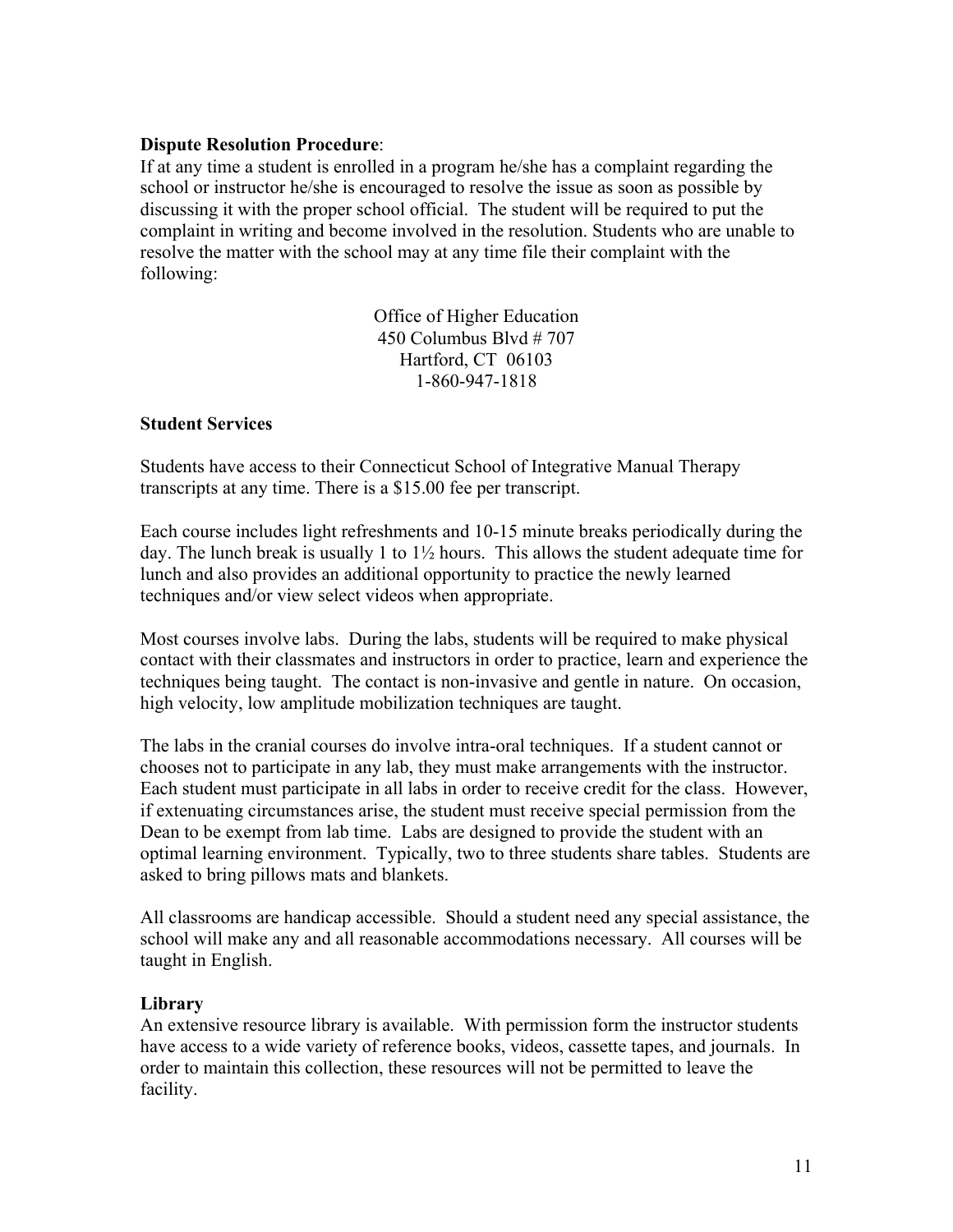**Dispute Resolution Procedure**:

If at any time a student is enrolled in a program he/she has a complaint regarding the school or instructor he/she is encouraged to resolve the issue as soon as possible by discussing it with the proper school official. The student will be required to put the complaint in writing and become involved in the resolution. Students who are unable to resolve the matter with the school may at any time file their complaint with the following:

Office of Higher Education
450 Columbus Blvd # 707
Hartford, CT 06103
1-860-947-1818

**Student Services**

Students have access to their Connecticut School of Integrative Manual Therapy transcripts at any time. There is a $15.00 fee per transcript.

Each course includes light refreshments and 10-15 minute breaks periodically during the day. The lunch break is usually 1 to 1½ hours. This allows the student adequate time for lunch and also provides an additional opportunity to practice the newly learned techniques and/or view select videos when appropriate.

Most courses involve labs. During the labs, students will be required to make physical contact with their classmates and instructors in order to practice, learn and experience the techniques being taught. The contact is non-invasive and gentle in nature. On occasion, high velocity, low amplitude mobilization techniques are taught.

The labs in the cranial courses do involve intra-oral techniques. If a student cannot or chooses not to participate in any lab, they must make arrangements with the instructor. Each student must participate in all labs in order to receive credit for the class. However, if extenuating circumstances arise, the student must receive special permission from the Dean to be exempt from lab time. Labs are designed to provide the student with an optimal learning environment. Typically, two to three students share tables. Students are asked to bring pillows mats and blankets.

All classrooms are handicap accessible. Should a student need any special assistance, the school will make any and all reasonable accommodations necessary. All courses will be taught in English.

**Library**

An extensive resource library is available. With permission form the instructor students have access to a wide variety of reference books, videos, cassette tapes, and journals. In order to maintain this collection, these resources will not be permitted to leave the facility.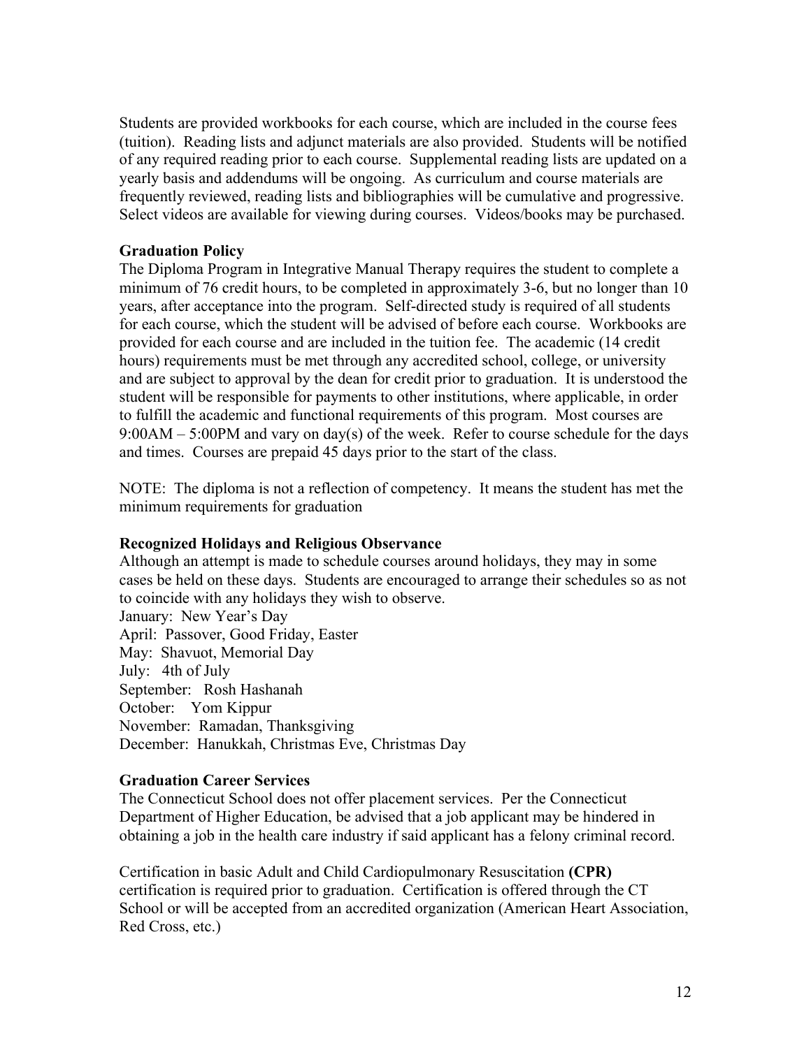Students are provided workbooks for each course, which are included in the course fees (tuition). Reading lists and adjunct materials are also provided. Students will be notified of any required reading prior to each course. Supplemental reading lists are updated on a yearly basis and addendums will be ongoing. As curriculum and course materials are frequently reviewed, reading lists and bibliographies will be cumulative and progressive. Select videos are available for viewing during courses. Videos/books may be purchased.

**Graduation Policy**

The Diploma Program in Integrative Manual Therapy requires the student to complete a minimum of 76 credit hours, to be completed in approximately 3-6, but no longer than 10 years, after acceptance into the program. Self-directed study is required of all students for each course, which the student will be advised of before each course. Workbooks are provided for each course and are included in the tuition fee. The academic (14 credit hours) requirements must be met through any accredited school, college, or university and are subject to approval by the dean for credit prior to graduation. It is understood the student will be responsible for payments to other institutions, where applicable, in order to fulfill the academic and functional requirements of this program. Most courses are 9:00AM – 5:00PM and vary on day(s) of the week. Refer to course schedule for the days and times. Courses are prepaid 45 days prior to the start of the class.

NOTE: The diploma is not a reflection of competency. It means the student has met the minimum requirements for graduation

**Recognized Holidays and Religious Observance**

Although an attempt is made to schedule courses around holidays, they may in some cases be held on these days. Students are encouraged to arrange their schedules so as not to coincide with any holidays they wish to observe.

January: New Year's Day
April: Passover, Good Friday, Easter
May: Shavuot, Memorial Day
July: 4th of July
September: Rosh Hashanah
October: Yom Kippur
November: Ramadan, Thanksgiving
December: Hanukkah, Christmas Eve, Christmas Day

**Graduation Career Services**

The Connecticut School does not offer placement services. Per the Connecticut Department of Higher Education, be advised that a job applicant may be hindered in obtaining a job in the health care industry if said applicant has a felony criminal record.

Certification in basic Adult and Child Cardiopulmonary Resuscitation **(CPR)** certification is required prior to graduation. Certification is offered through the CT School or will be accepted from an accredited organization (American Heart Association, Red Cross, etc.)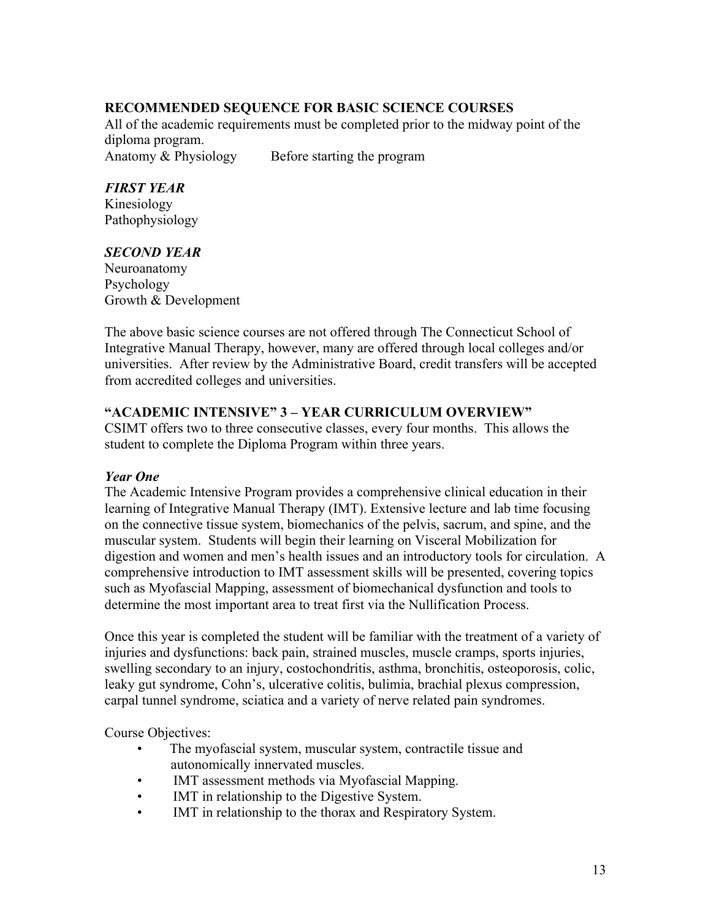**RECOMMENDED SEQUENCE FOR BASIC SCIENCE COURSES**

All of the academic requirements must be completed prior to the midway point of the diploma program.

Anatomy & Physiology Before starting the program

***FIRST YEAR***

Kinesiology
Pathophysiology

***SECOND YEAR***

Neuroanatomy
Psychology
Growth & Development

The above basic science courses are not offered through The Connecticut School of Integrative Manual Therapy, however, many are offered through local colleges and/or universities. After review by the Administrative Board, credit transfers will be accepted from accredited colleges and universities.

**"ACADEMIC INTENSIVE" 3 – YEAR CURRICULUM OVERVIEW"**

CSIMT offers two to three consecutive classes, every four months. This allows the student to complete the Diploma Program within three years.

***Year One***

The Academic Intensive Program provides a comprehensive clinical education in their learning of Integrative Manual Therapy (IMT). Extensive lecture and lab time focusing on the connective tissue system, biomechanics of the pelvis, sacrum, and spine, and the muscular system. Students will begin their learning on Visceral Mobilization for digestion and women and men's health issues and an introductory tools for circulation. A comprehensive introduction to IMT assessment skills will be presented, covering topics such as Myofascial Mapping, assessment of biomechanical dysfunction and tools to determine the most important area to treat first via the Nullification Process.

Once this year is completed the student will be familiar with the treatment of a variety of injuries and dysfunctions: back pain, strained muscles, muscle cramps, sports injuries, swelling secondary to an injury, costochondritis, asthma, bronchitis, osteoporosis, colic, leaky gut syndrome, Cohn's, ulcerative colitis, bulimia, brachial plexus compression, carpal tunnel syndrome, sciatica and a variety of nerve related pain syndromes.

Course Objectives:

- The myofascial system, muscular system, contractile tissue and autonomically innervated muscles.
- IMT assessment methods via Myofascial Mapping.
- IMT in relationship to the Digestive System.
- IMT in relationship to the thorax and Respiratory System.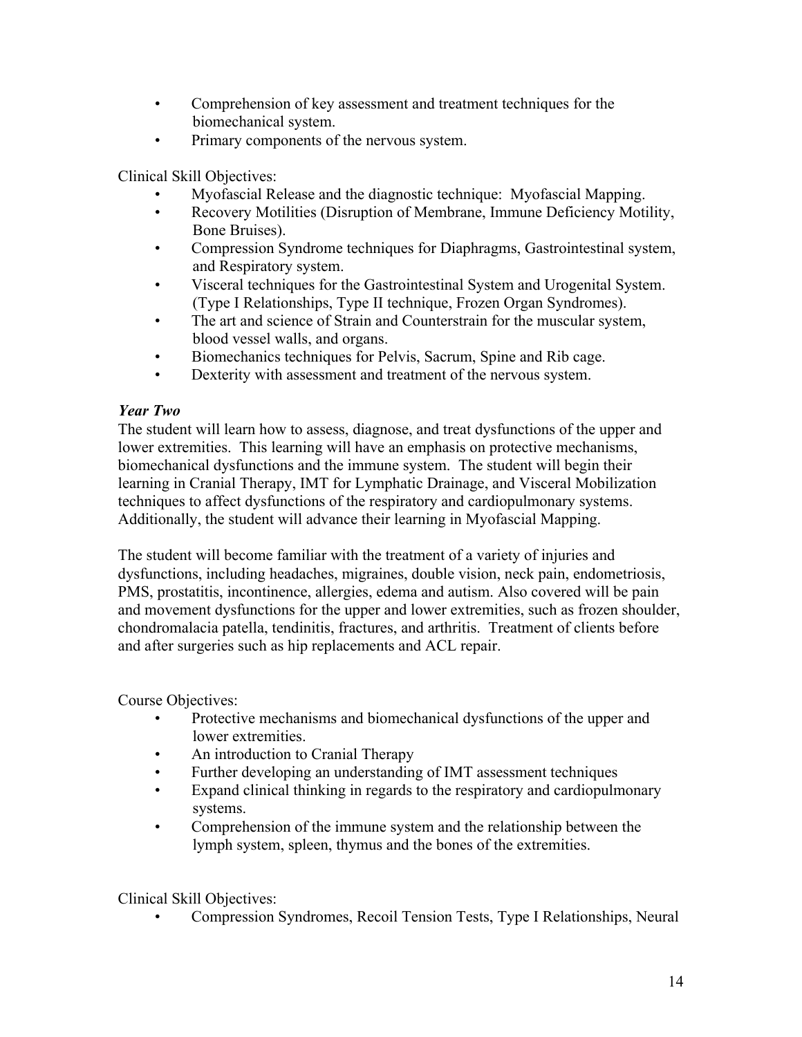- Comprehension of key assessment and treatment techniques for the biomechanical system.
- Primary components of the nervous system.

Clinical Skill Objectives:

- Myofascial Release and the diagnostic technique: Myofascial Mapping.
- Recovery Motilities (Disruption of Membrane, Immune Deficiency Motility, Bone Bruises).
- Compression Syndrome techniques for Diaphragms, Gastrointestinal system, and Respiratory system.
- Visceral techniques for the Gastrointestinal System and Urogenital System. (Type I Relationships, Type II technique, Frozen Organ Syndromes).
- The art and science of Strain and Counterstrain for the muscular system, blood vessel walls, and organs.
- Biomechanics techniques for Pelvis, Sacrum, Spine and Rib cage.
- Dexterity with assessment and treatment of the nervous system.

***Year Two***

The student will learn how to assess, diagnose, and treat dysfunctions of the upper and lower extremities. This learning will have an emphasis on protective mechanisms, biomechanical dysfunctions and the immune system. The student will begin their learning in Cranial Therapy, IMT for Lymphatic Drainage, and Visceral Mobilization techniques to affect dysfunctions of the respiratory and cardiopulmonary systems. Additionally, the student will advance their learning in Myofascial Mapping.

The student will become familiar with the treatment of a variety of injuries and dysfunctions, including headaches, migraines, double vision, neck pain, endometriosis, PMS, prostatitis, incontinence, allergies, edema and autism. Also covered will be pain and movement dysfunctions for the upper and lower extremities, such as frozen shoulder, chondromalacia patella, tendinitis, fractures, and arthritis. Treatment of clients before and after surgeries such as hip replacements and ACL repair.

Course Objectives:

- Protective mechanisms and biomechanical dysfunctions of the upper and lower extremities.
- An introduction to Cranial Therapy
- Further developing an understanding of IMT assessment techniques
- Expand clinical thinking in regards to the respiratory and cardiopulmonary systems.
- Comprehension of the immune system and the relationship between the lymph system, spleen, thymus and the bones of the extremities.

Clinical Skill Objectives:

- Compression Syndromes, Recoil Tension Tests, Type I Relationships, Neural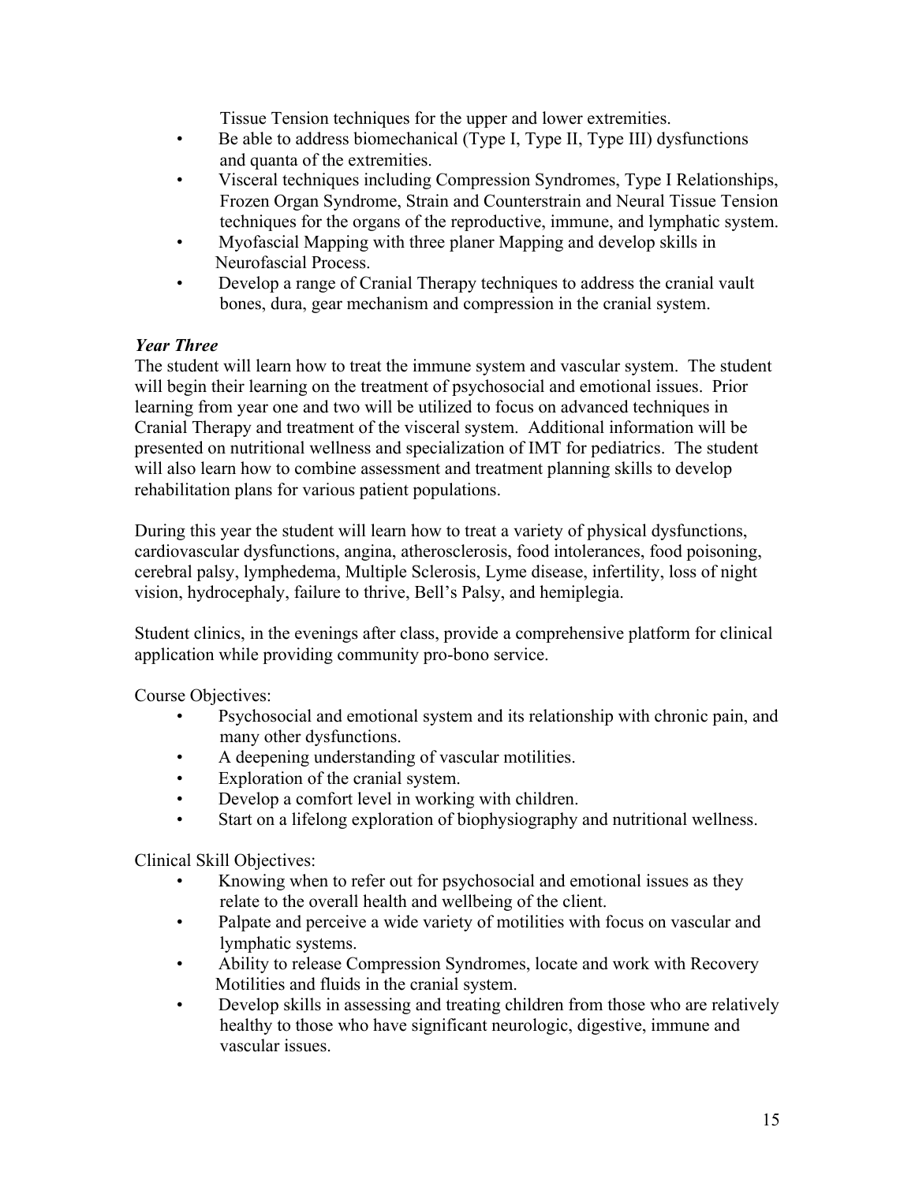Tissue Tension techniques for the upper and lower extremities.

- Be able to address biomechanical (Type I, Type II, Type III) dysfunctions and quanta of the extremities.
- Visceral techniques including Compression Syndromes, Type I Relationships, Frozen Organ Syndrome, Strain and Counterstrain and Neural Tissue Tension techniques for the organs of the reproductive, immune, and lymphatic system.
- Myofascial Mapping with three planer Mapping and develop skills in Neurofascial Process.
- Develop a range of Cranial Therapy techniques to address the cranial vault bones, dura, gear mechanism and compression in the cranial system.

***Year Three***

The student will learn how to treat the immune system and vascular system. The student will begin their learning on the treatment of psychosocial and emotional issues. Prior learning from year one and two will be utilized to focus on advanced techniques in Cranial Therapy and treatment of the visceral system. Additional information will be presented on nutritional wellness and specialization of IMT for pediatrics. The student will also learn how to combine assessment and treatment planning skills to develop rehabilitation plans for various patient populations.

During this year the student will learn how to treat a variety of physical dysfunctions, cardiovascular dysfunctions, angina, atherosclerosis, food intolerances, food poisoning, cerebral palsy, lymphedema, Multiple Sclerosis, Lyme disease, infertility, loss of night vision, hydrocephaly, failure to thrive, Bell's Palsy, and hemiplegia.

Student clinics, in the evenings after class, provide a comprehensive platform for clinical application while providing community pro-bono service.

Course Objectives:

- Psychosocial and emotional system and its relationship with chronic pain, and many other dysfunctions.
- A deepening understanding of vascular motilities.
- Exploration of the cranial system.
- Develop a comfort level in working with children.
- Start on a lifelong exploration of biophysiography and nutritional wellness.

Clinical Skill Objectives:

- Knowing when to refer out for psychosocial and emotional issues as they relate to the overall health and wellbeing of the client.
- Palpate and perceive a wide variety of motilities with focus on vascular and lymphatic systems.
- Ability to release Compression Syndromes, locate and work with Recovery Motilities and fluids in the cranial system.
- Develop skills in assessing and treating children from those who are relatively healthy to those who have significant neurologic, digestive, immune and vascular issues.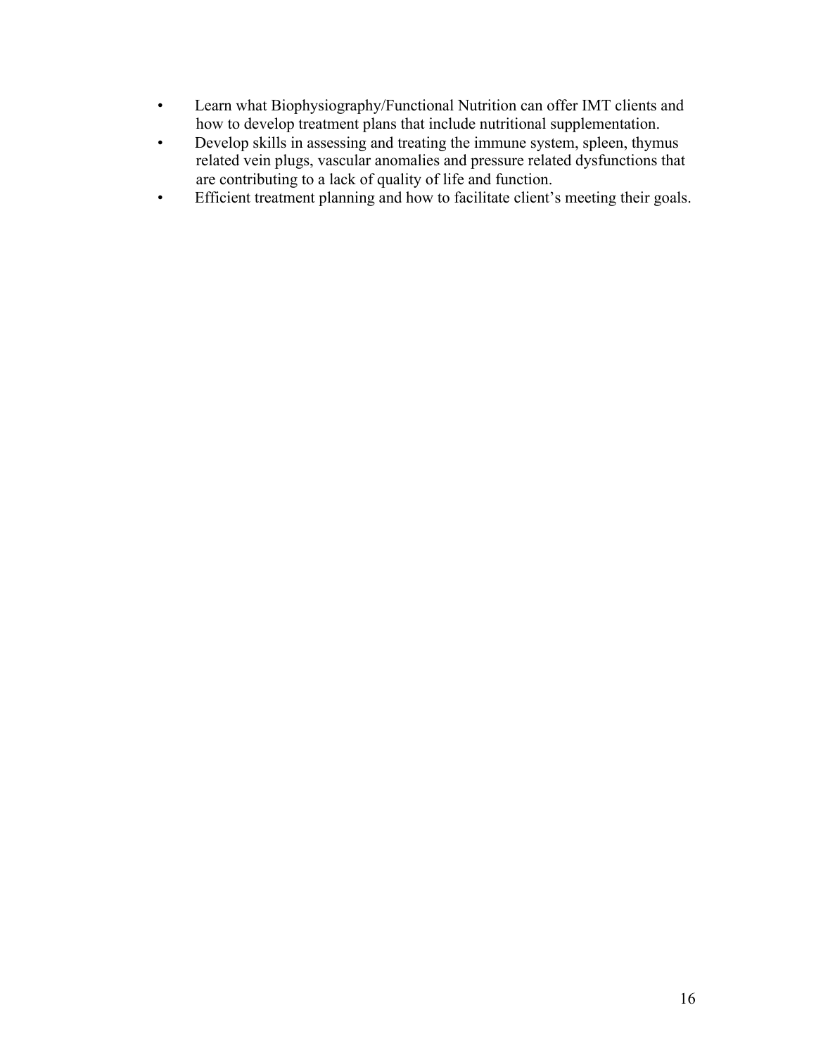- Learn what Biophysiography/Functional Nutrition can offer IMT clients and how to develop treatment plans that include nutritional supplementation.
- Develop skills in assessing and treating the immune system, spleen, thymus related vein plugs, vascular anomalies and pressure related dysfunctions that are contributing to a lack of quality of life and function.
- Efficient treatment planning and how to facilitate client's meeting their goals.